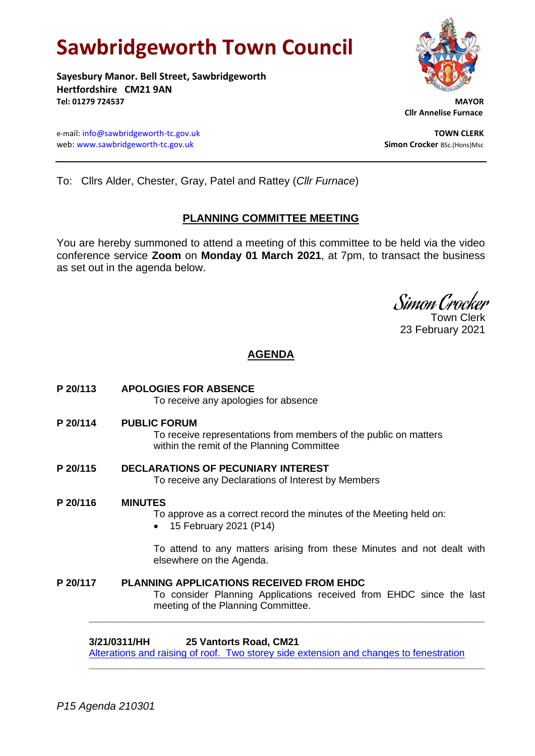# Sawbridgeworth Town Council

**Sayesbury Manor. Bell Street, Sawbridgeworth**
**Hertfordshire CM21 9AN**
**Tel: 01279 724537**

**MAYOR**
**Cllr Annelise Furnace**

e-mail: info@sawbridgeworth-tc.gov.uk
web: www.sawbridgeworth-tc.gov.uk

**TOWN CLERK**
**Simon Crocker** BSc.(Hons)Msc

---

To: Cllrs Alder, Chester, Gray, Patel and Rattey (*Cllr Furnace*)

## PLANNING COMMITTEE MEETING

You are hereby summoned to attend a meeting of this committee to be held via the video conference service **Zoom** on **Monday 01 March 2021**, at 7pm, to transact the business as set out in the agenda below.

*Simon Crocker*
Town Clerk
23 February 2021

## AGENDA

**P 20/113 APOLOGIES FOR ABSENCE**
To receive any apologies for absence

**P 20/114 PUBLIC FORUM**
To receive representations from members of the public on matters within the remit of the Planning Committee

**P 20/115 DECLARATIONS OF PECUNIARY INTEREST**
To receive any Declarations of Interest by Members

**P 20/116 MINUTES**
To approve as a correct record the minutes of the Meeting held on:

- 15 February 2021 (P14)

To attend to any matters arising from these Minutes and not dealt with elsewhere on the Agenda.

**P 20/117 PLANNING APPLICATIONS RECEIVED FROM EHDC**
To consider Planning Applications received from EHDC since the last meeting of the Planning Committee.

---

**3/21/0311/HH 25 Vantorts Road, CM21**
Alterations and raising of roof. Two storey side extension and changes to fenestration

---

*P15 Agenda 210301*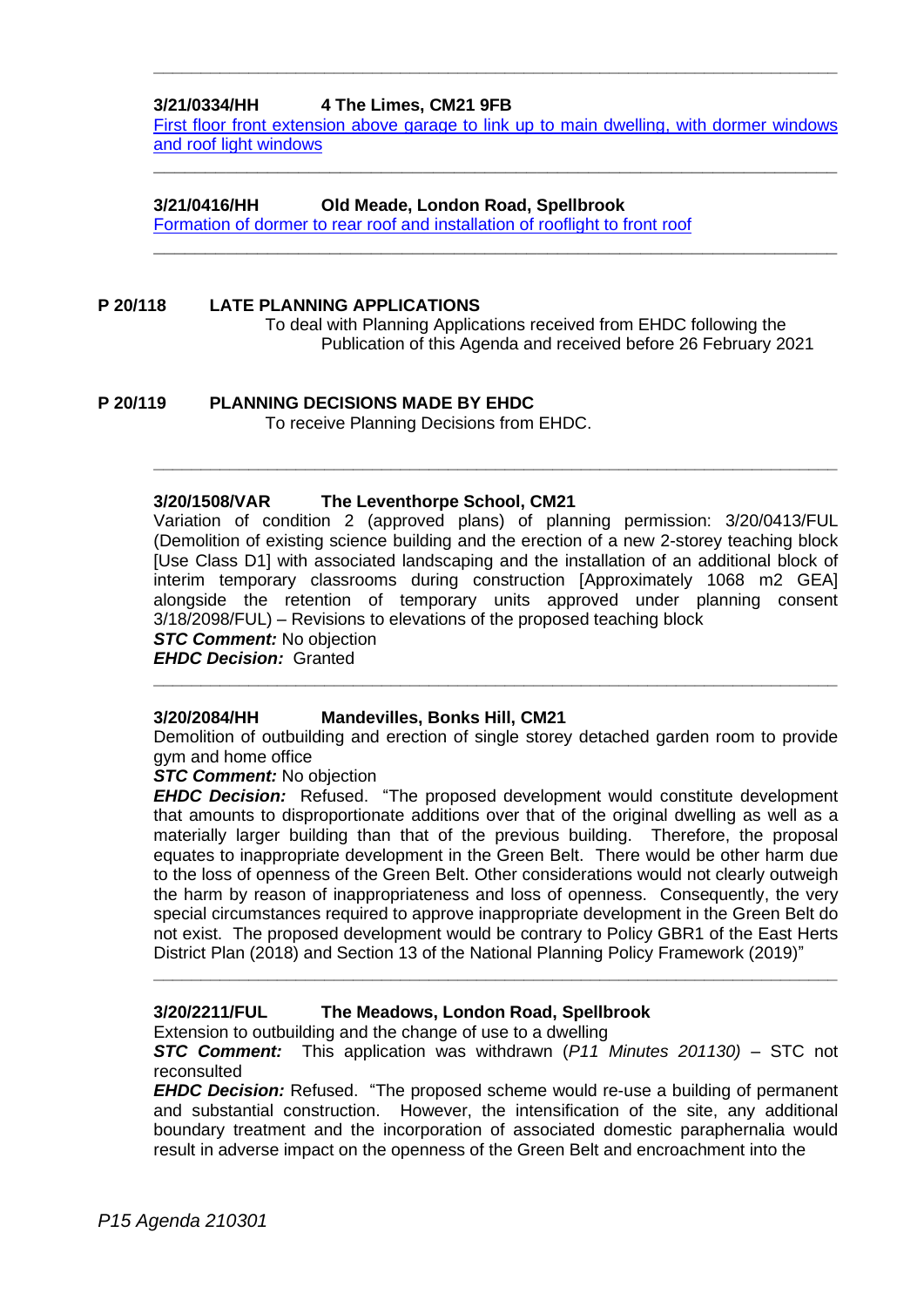---

**3/21/0334/HH 4 The Limes, CM21 9FB**

First floor front extension above garage to link up to main dwelling, with dormer windows and roof light windows

---

**3/21/0416/HH Old Meade, London Road, Spellbrook**

Formation of dormer to rear roof and installation of rooflight to front roof

---

## P 20/118 LATE PLANNING APPLICATIONS

To deal with Planning Applications received from EHDC following the Publication of this Agenda and received before 26 February 2021

## P 20/119 PLANNING DECISIONS MADE BY EHDC

To receive Planning Decisions from EHDC.

---

**3/20/1508/VAR The Leventhorpe School, CM21**

Variation of condition 2 (approved plans) of planning permission: 3/20/0413/FUL (Demolition of existing science building and the erection of a new 2-storey teaching block [Use Class D1] with associated landscaping and the installation of an additional block of interim temporary classrooms during construction [Approximately 1068 m2 GEA] alongside the retention of temporary units approved under planning consent 3/18/2098/FUL) – Revisions to elevations of the proposed teaching block

***STC Comment:*** No objection

***EHDC Decision:*** Granted

---

**3/20/2084/HH Mandevilles, Bonks Hill, CM21**

Demolition of outbuilding and erection of single storey detached garden room to provide gym and home office

***STC Comment:*** No objection

***EHDC Decision:*** Refused. "The proposed development would constitute development that amounts to disproportionate additions over that of the original dwelling as well as a materially larger building than that of the previous building. Therefore, the proposal equates to inappropriate development in the Green Belt. There would be other harm due to the loss of openness of the Green Belt. Other considerations would not clearly outweigh the harm by reason of inappropriateness and loss of openness. Consequently, the very special circumstances required to approve inappropriate development in the Green Belt do not exist. The proposed development would be contrary to Policy GBR1 of the East Herts District Plan (2018) and Section 13 of the National Planning Policy Framework (2019)"

---

**3/20/2211/FUL The Meadows, London Road, Spellbrook**

Extension to outbuilding and the change of use to a dwelling

***STC Comment:*** This application was withdrawn (*P11 Minutes 201130)* – STC not reconsulted

***EHDC Decision:*** Refused. "The proposed scheme would re-use a building of permanent and substantial construction. However, the intensification of the site, any additional boundary treatment and the incorporation of associated domestic paraphernalia would result in adverse impact on the openness of the Green Belt and encroachment into the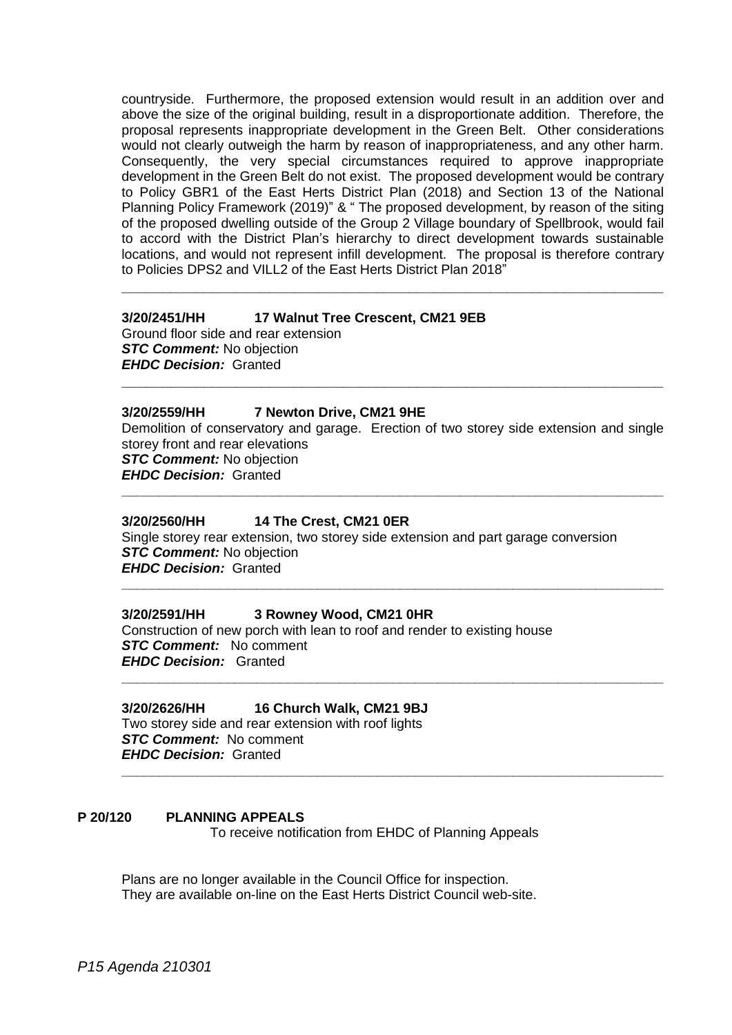countryside. Furthermore, the proposed extension would result in an addition over and above the size of the original building, result in a disproportionate addition. Therefore, the proposal represents inappropriate development in the Green Belt. Other considerations would not clearly outweigh the harm by reason of inappropriateness, and any other harm. Consequently, the very special circumstances required to approve inappropriate development in the Green Belt do not exist. The proposed development would be contrary to Policy GBR1 of the East Herts District Plan (2018) and Section 13 of the National Planning Policy Framework (2019)" & " The proposed development, by reason of the siting of the proposed dwelling outside of the Group 2 Village boundary of Spellbrook, would fail to accord with the District Plan's hierarchy to direct development towards sustainable locations, and would not represent infill development. The proposal is therefore contrary to Policies DPS2 and VILL2 of the East Herts District Plan 2018"

---

**3/20/2451/HH 17 Walnut Tree Crescent, CM21 9EB**
Ground floor side and rear extension
***STC Comment:*** No objection
***EHDC Decision:*** Granted

---

**3/20/2559/HH 7 Newton Drive, CM21 9HE**
Demolition of conservatory and garage. Erection of two storey side extension and single storey front and rear elevations
***STC Comment:*** No objection
***EHDC Decision:*** Granted

---

**3/20/2560/HH 14 The Crest, CM21 0ER**
Single storey rear extension, two storey side extension and part garage conversion
***STC Comment:*** No objection
***EHDC Decision:*** Granted

---

**3/20/2591/HH 3 Rowney Wood, CM21 0HR**
Construction of new porch with lean to roof and render to existing house
***STC Comment:*** No comment
***EHDC Decision:*** Granted

---

**3/20/2626/HH 16 Church Walk, CM21 9BJ**
Two storey side and rear extension with roof lights
***STC Comment:*** No comment
***EHDC Decision:*** Granted

---

## P 20/120 PLANNING APPEALS

To receive notification from EHDC of Planning Appeals

Plans are no longer available in the Council Office for inspection.
They are available on-line on the East Herts District Council web-site.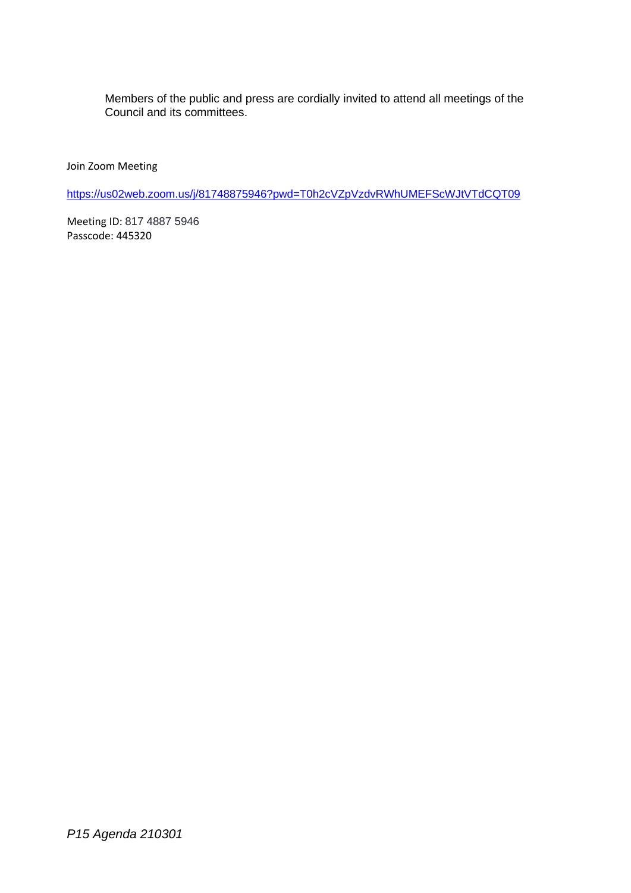Members of the public and press are cordially invited to attend all meetings of the Council and its committees.

Join Zoom Meeting

https://us02web.zoom.us/j/81748875946?pwd=T0h2cVZpVzdvRWhUMEFScWJtVTdCQT09

Meeting ID: 817 4887 5946
Passcode: 445320

*P15 Agenda 210301*